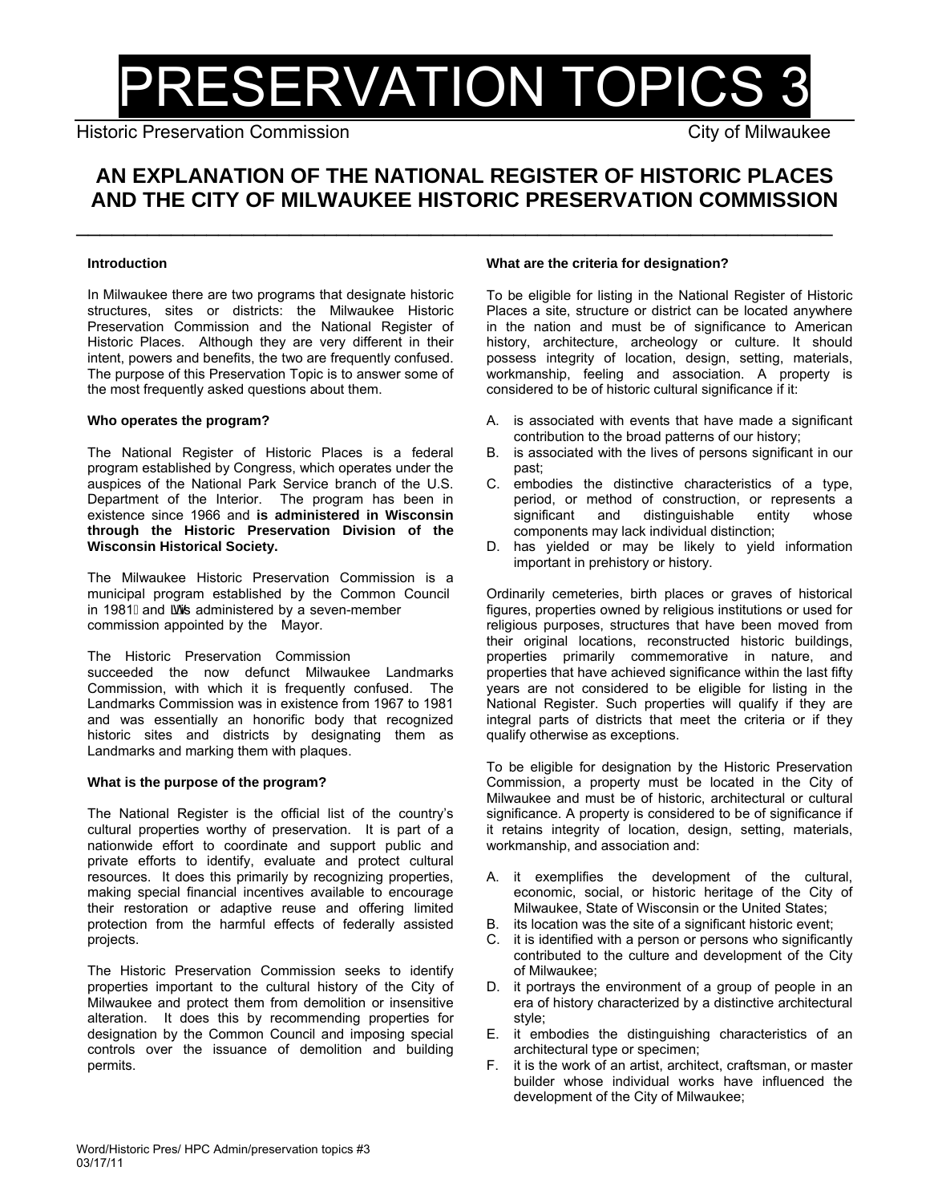# PRESERVATION TOPICS 3

Historic Preservation Commission — City of Milwaukee

## AN EXPLANATION OF THE NATIONAL REGISTER OF HISTORIC PLACES AND THE CITY OF MILWAUKEE HISTORIC PRESERVATION COMMISSION

#### Introduction

In Milwaukee there are two programs that designate historic structures, sites or districts: the Milwaukee Historic Preservation Commission and the National Register of Historic Places. Although they are very different in their intent, powers and benefits, the two are frequently confused. The purpose of this Preservation Topic is to answer some of the most frequently asked questions about them.

#### Who operates the program?

The National Register of Historic Places is a federal program established by Congress, which operates under the auspices of the National Park Service branch of the U.S. Department of the Interior. The program has been in existence since 1966 and **is administered in Wisconsin through the Historic Preservation Division of the Wisconsin Historical Society.**

The Milwaukee Historic Preservation Commission is a municipal program established by the Common Council in 1981 and is administered by a seven-member commission appointed by the Mayor.

The Historic Preservation Commission succeeded the now defunct Milwaukee Landmarks Commission, with which it is frequently confused. The Landmarks Commission was in existence from 1967 to 1981 and was essentially an honorific body that recognized historic sites and districts by designating them as Landmarks and marking them with plaques.

#### What is the purpose of the program?

The National Register is the official list of the country's cultural properties worthy of preservation. It is part of a nationwide effort to coordinate and support public and private efforts to identify, evaluate and protect cultural resources. It does this primarily by recognizing properties, making special financial incentives available to encourage their restoration or adaptive reuse and offering limited protection from the harmful effects of federally assisted projects.

The Historic Preservation Commission seeks to identify properties important to the cultural history of the City of Milwaukee and protect them from demolition or insensitive alteration. It does this by recommending properties for designation by the Common Council and imposing special controls over the issuance of demolition and building permits.

#### What are the criteria for designation?

To be eligible for listing in the National Register of Historic Places a site, structure or district can be located anywhere in the nation and must be of significance to American history, architecture, archeology or culture. It should possess integrity of location, design, setting, materials, workmanship, feeling and association. A property is considered to be of historic cultural significance if it:

A. is associated with events that have made a significant contribution to the broad patterns of our history;
B. is associated with the lives of persons significant in our past;
C. embodies the distinctive characteristics of a type, period, or method of construction, or represents a significant and distinguishable entity whose components may lack individual distinction;
D. has yielded or may be likely to yield information important in prehistory or history.

Ordinarily cemeteries, birth places or graves of historical figures, properties owned by religious institutions or used for religious purposes, structures that have been moved from their original locations, reconstructed historic buildings, properties primarily commemorative in nature, and properties that have achieved significance within the last fifty years are not considered to be eligible for listing in the National Register. Such properties will qualify if they are integral parts of districts that meet the criteria or if they qualify otherwise as exceptions.

To be eligible for designation by the Historic Preservation Commission, a property must be located in the City of Milwaukee and must be of historic, architectural or cultural significance. A property is considered to be of significance if it retains integrity of location, design, setting, materials, workmanship, and association and:

A. it exemplifies the development of the cultural, economic, social, or historic heritage of the City of Milwaukee, State of Wisconsin or the United States;
B. its location was the site of a significant historic event;
C. it is identified with a person or persons who significantly contributed to the culture and development of the City of Milwaukee;
D. it portrays the environment of a group of people in an era of history characterized by a distinctive architectural style;
E. it embodies the distinguishing characteristics of an architectural type or specimen;
F. it is the work of an artist, architect, craftsman, or master builder whose individual works have influenced the development of the City of Milwaukee;

Word/Historic Pres/ HPC Admin/preservation topics #3
03/17/11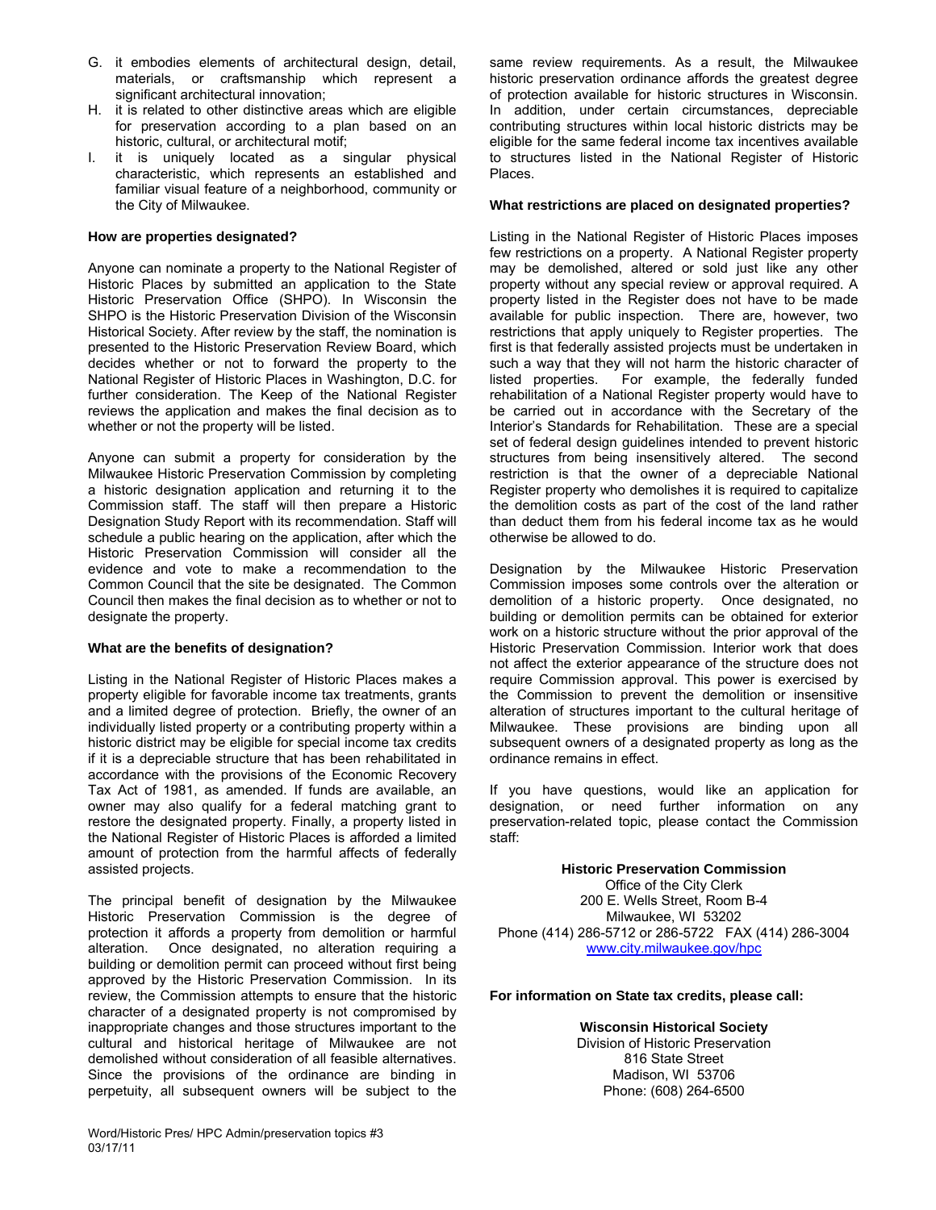G. it embodies elements of architectural design, detail, materials, or craftsmanship which represent a significant architectural innovation;
H. it is related to other distinctive areas which are eligible for preservation according to a plan based on an historic, cultural, or architectural motif;
I. it is uniquely located as a singular physical characteristic, which represents an established and familiar visual feature of a neighborhood, community or the City of Milwaukee.

**How are properties designated?**

Anyone can nominate a property to the National Register of Historic Places by submitted an application to the State Historic Preservation Office (SHPO). In Wisconsin the SHPO is the Historic Preservation Division of the Wisconsin Historical Society. After review by the staff, the nomination is presented to the Historic Preservation Review Board, which decides whether or not to forward the property to the National Register of Historic Places in Washington, D.C. for further consideration. The Keep of the National Register reviews the application and makes the final decision as to whether or not the property will be listed.

Anyone can submit a property for consideration by the Milwaukee Historic Preservation Commission by completing a historic designation application and returning it to the Commission staff. The staff will then prepare a Historic Designation Study Report with its recommendation. Staff will schedule a public hearing on the application, after which the Historic Preservation Commission will consider all the evidence and vote to make a recommendation to the Common Council that the site be designated. The Common Council then makes the final decision as to whether or not to designate the property.

**What are the benefits of designation?**

Listing in the National Register of Historic Places makes a property eligible for favorable income tax treatments, grants and a limited degree of protection. Briefly, the owner of an individually listed property or a contributing property within a historic district may be eligible for special income tax credits if it is a depreciable structure that has been rehabilitated in accordance with the provisions of the Economic Recovery Tax Act of 1981, as amended. If funds are available, an owner may also qualify for a federal matching grant to restore the designated property. Finally, a property listed in the National Register of Historic Places is afforded a limited amount of protection from the harmful affects of federally assisted projects.

The principal benefit of designation by the Milwaukee Historic Preservation Commission is the degree of protection it affords a property from demolition or harmful alteration. Once designated, no alteration requiring a building or demolition permit can proceed without first being approved by the Historic Preservation Commission. In its review, the Commission attempts to ensure that the historic character of a designated property is not compromised by inappropriate changes and those structures important to the cultural and historical heritage of Milwaukee are not demolished without consideration of all feasible alternatives. Since the provisions of the ordinance are binding in perpetuity, all subsequent owners will be subject to the same review requirements. As a result, the Milwaukee historic preservation ordinance affords the greatest degree of protection available for historic structures in Wisconsin. In addition, under certain circumstances, depreciable contributing structures within local historic districts may be eligible for the same federal income tax incentives available to structures listed in the National Register of Historic Places.

**What restrictions are placed on designated properties?**

Listing in the National Register of Historic Places imposes few restrictions on a property. A National Register property may be demolished, altered or sold just like any other property without any special review or approval required. A property listed in the Register does not have to be made available for public inspection. There are, however, two restrictions that apply uniquely to Register properties. The first is that federally assisted projects must be undertaken in such a way that they will not harm the historic character of listed properties. For example, the federally funded rehabilitation of a National Register property would have to be carried out in accordance with the Secretary of the Interior's Standards for Rehabilitation. These are a special set of federal design guidelines intended to prevent historic structures from being insensitively altered. The second restriction is that the owner of a depreciable National Register property who demolishes it is required to capitalize the demolition costs as part of the cost of the land rather than deduct them from his federal income tax as he would otherwise be allowed to do.

Designation by the Milwaukee Historic Preservation Commission imposes some controls over the alteration or demolition of a historic property. Once designated, no building or demolition permits can be obtained for exterior work on a historic structure without the prior approval of the Historic Preservation Commission. Interior work that does not affect the exterior appearance of the structure does not require Commission approval. This power is exercised by the Commission to prevent the demolition or insensitive alteration of structures important to the cultural heritage of Milwaukee. These provisions are binding upon all subsequent owners of a designated property as long as the ordinance remains in effect.

If you have questions, would like an application for designation, or need further information on any preservation-related topic, please contact the Commission staff:

**Historic Preservation Commission**
Office of the City Clerk
200 E. Wells Street, Room B-4
Milwaukee, WI 53202
Phone (414) 286-5712 or 286-5722 FAX (414) 286-3004
www.city.milwaukee.gov/hpc

**For information on State tax credits, please call:**

**Wisconsin Historical Society**
Division of Historic Preservation
816 State Street
Madison, WI 53706
Phone: (608) 264-6500

Word/Historic Pres/ HPC Admin/preservation topics #3
03/17/11